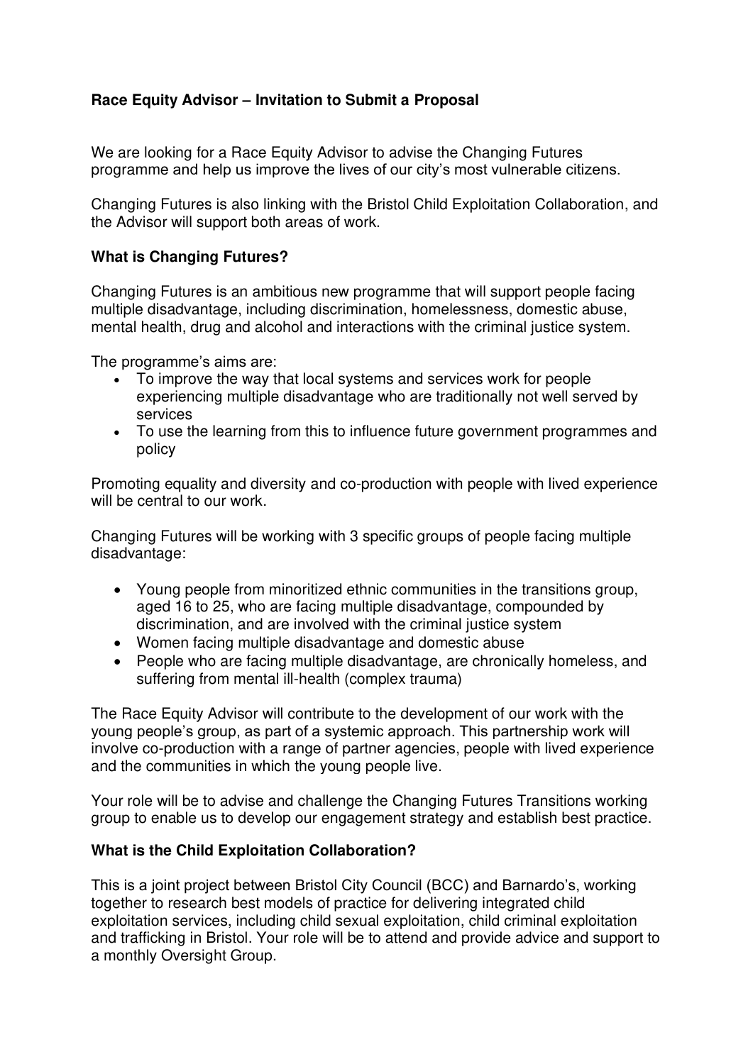# Race Equity Advisor – Invitation to Submit a Proposal

We are looking for a Race Equity Advisor to advise the Changing Futures programme and help us improve the lives of our city's most vulnerable citizens.

Changing Futures is also linking with the Bristol Child Exploitation Collaboration, and the Advisor will support both areas of work.

## What is Changing Futures?

Changing Futures is an ambitious new programme that will support people facing multiple disadvantage, including discrimination, homelessness, domestic abuse, mental health, drug and alcohol and interactions with the criminal justice system.

The programme's aims are:

- To improve the way that local systems and services work for people experiencing multiple disadvantage who are traditionally not well served by services
- To use the learning from this to influence future government programmes and policy

Promoting equality and diversity and co-production with people with lived experience will be central to our work.

Changing Futures will be working with 3 specific groups of people facing multiple disadvantage:

- Young people from minoritized ethnic communities in the transitions group, aged 16 to 25, who are facing multiple disadvantage, compounded by discrimination, and are involved with the criminal justice system
- Women facing multiple disadvantage and domestic abuse
- People who are facing multiple disadvantage, are chronically homeless, and suffering from mental ill-health (complex trauma)

The Race Equity Advisor will contribute to the development of our work with the young people's group, as part of a systemic approach. This partnership work will involve co-production with a range of partner agencies, people with lived experience and the communities in which the young people live.

Your role will be to advise and challenge the Changing Futures Transitions working group to enable us to develop our engagement strategy and establish best practice.

## What is the Child Exploitation Collaboration?

This is a joint project between Bristol City Council (BCC) and Barnardo's, working together to research best models of practice for delivering integrated child exploitation services, including child sexual exploitation, child criminal exploitation and trafficking in Bristol. Your role will be to attend and provide advice and support to a monthly Oversight Group.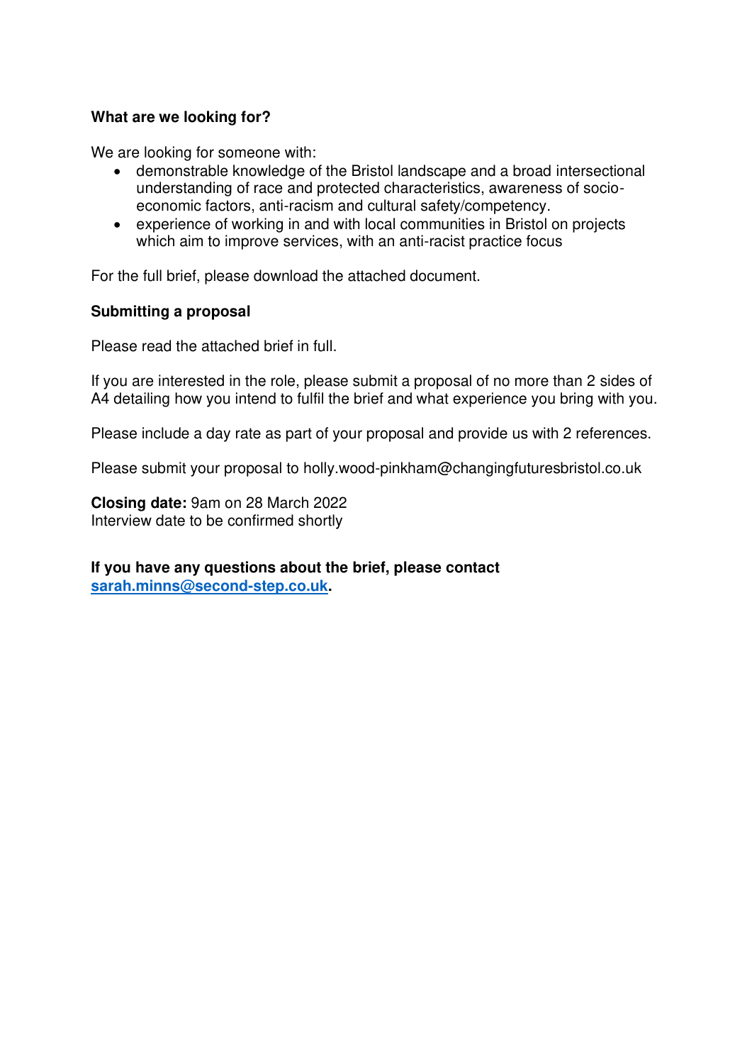**What are we looking for?**

We are looking for someone with:

- demonstrable knowledge of the Bristol landscape and a broad intersectional understanding of race and protected characteristics, awareness of socio-economic factors, anti-racism and cultural safety/competency.
- experience of working in and with local communities in Bristol on projects which aim to improve services, with an anti-racist practice focus

For the full brief, please download the attached document.

**Submitting a proposal**

Please read the attached brief in full.

If you are interested in the role, please submit a proposal of no more than 2 sides of A4 detailing how you intend to fulfil the brief and what experience you bring with you.

Please include a day rate as part of your proposal and provide us with 2 references.

Please submit your proposal to holly.wood-pinkham@changingfuturesbristol.co.uk

**Closing date:** 9am on 28 March 2022
Interview date to be confirmed shortly

**If you have any questions about the brief, please contact sarah.minns@second-step.co.uk.**